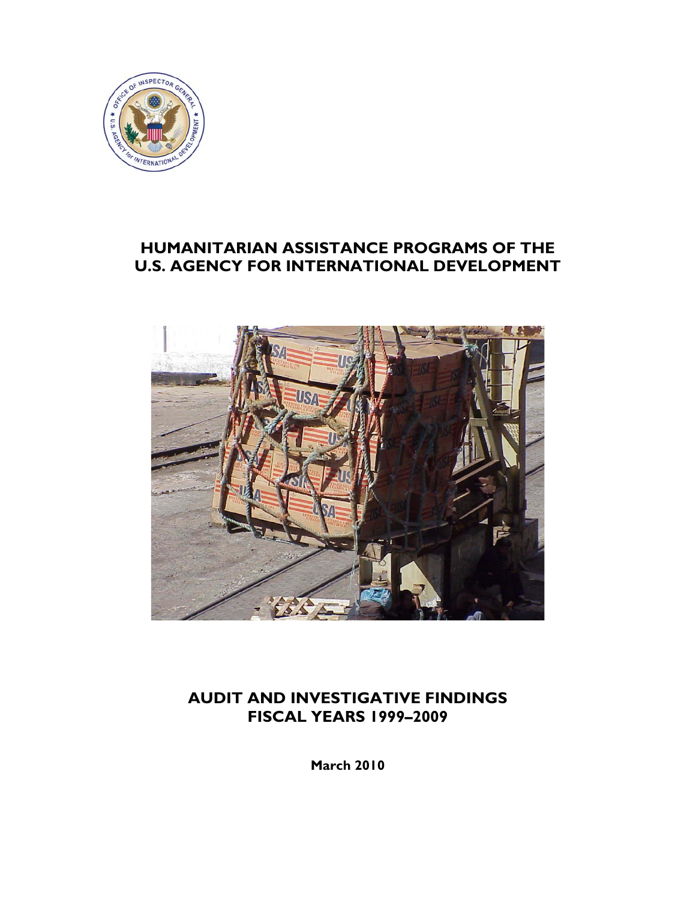# HUMANITARIAN ASSISTANCE PROGRAMS OF THE U.S. AGENCY FOR INTERNATIONAL DEVELOPMENT

## AUDIT AND INVESTIGATIVE FINDINGS FISCAL YEARS 1999–2009

**March 2010**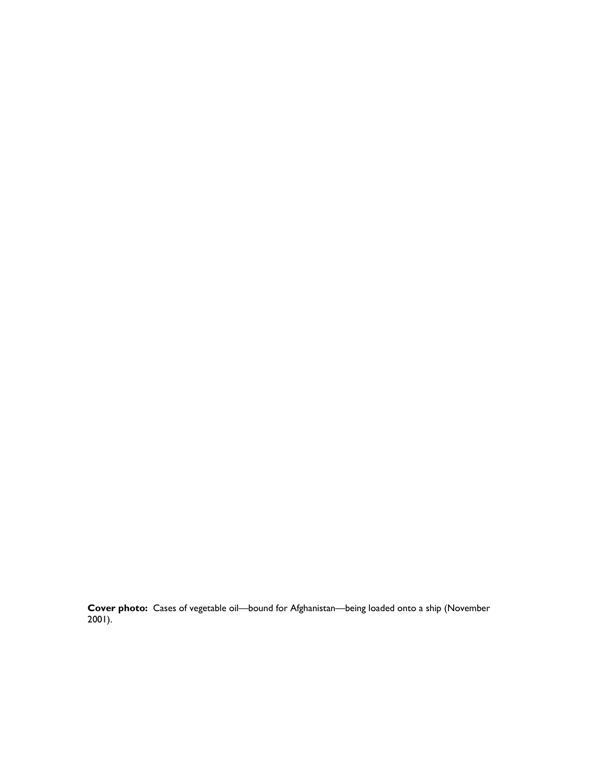**Cover photo:** Cases of vegetable oil—bound for Afghanistan—being loaded onto a ship (November 2001).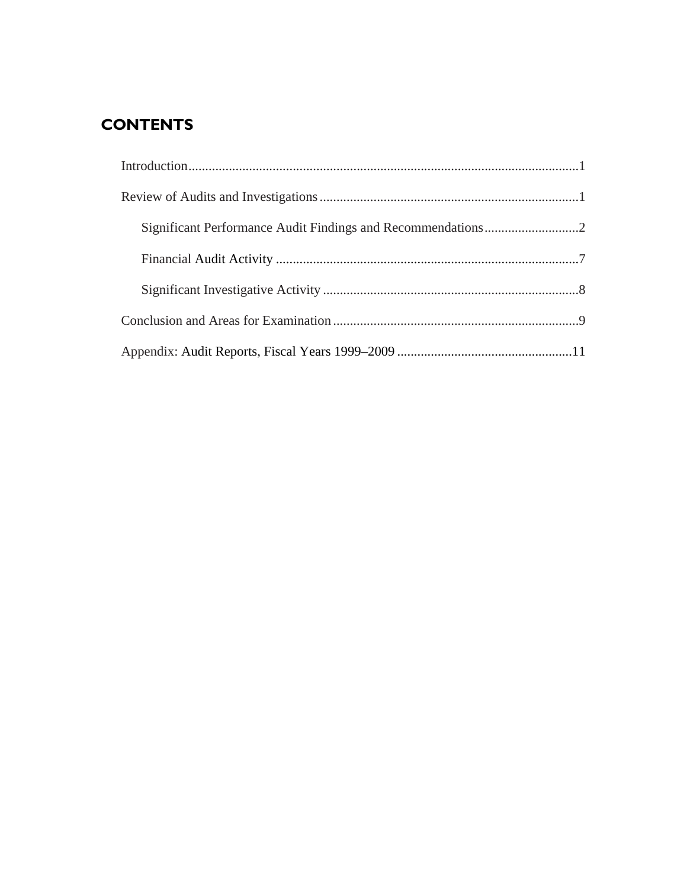## CONTENTS

Introduction....................................................................................................................1

Review of Audits and Investigations.............................................................................1

- Significant Performance Audit Findings and Recommendations............................2
- Financial Audit Activity..........................................................................................7
- Significant Investigative Activity............................................................................8

Conclusion and Areas for Examination.........................................................................9

Appendix: Audit Reports, Fiscal Years 1999–2009....................................................11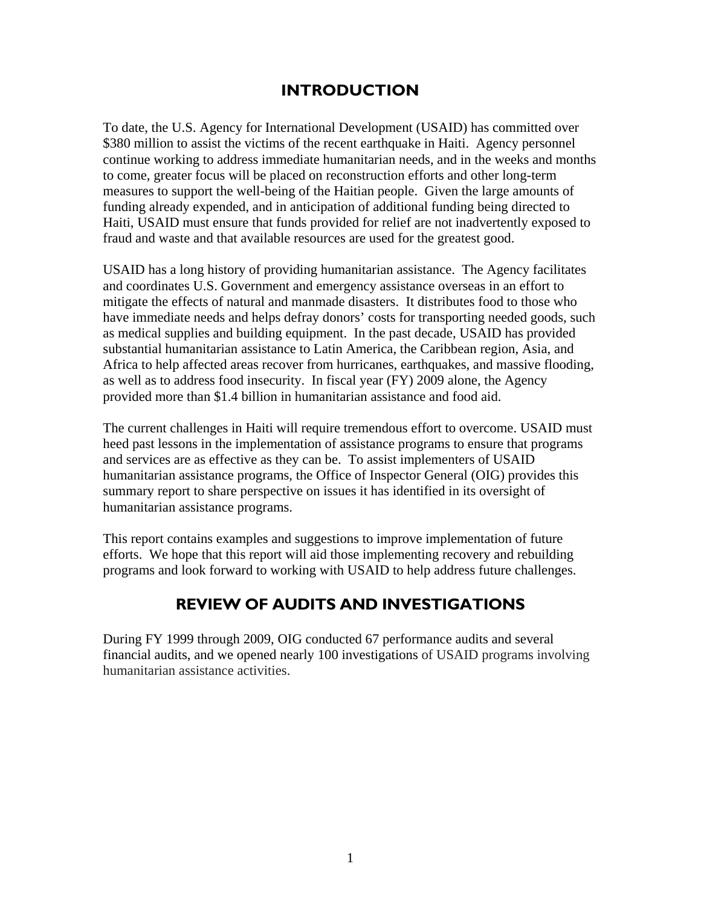# INTRODUCTION

To date, the U.S. Agency for International Development (USAID) has committed over $380 million to assist the victims of the recent earthquake in Haiti. Agency personnel continue working to address immediate humanitarian needs, and in the weeks and months to come, greater focus will be placed on reconstruction efforts and other long-term measures to support the well-being of the Haitian people. Given the large amounts of funding already expended, and in anticipation of additional funding being directed to Haiti, USAID must ensure that funds provided for relief are not inadvertently exposed to fraud and waste and that available resources are used for the greatest good.

USAID has a long history of providing humanitarian assistance. The Agency facilitates and coordinates U.S. Government and emergency assistance overseas in an effort to mitigate the effects of natural and manmade disasters. It distributes food to those who have immediate needs and helps defray donors' costs for transporting needed goods, such as medical supplies and building equipment. In the past decade, USAID has provided substantial humanitarian assistance to Latin America, the Caribbean region, Asia, and Africa to help affected areas recover from hurricanes, earthquakes, and massive flooding, as well as to address food insecurity. In fiscal year (FY) 2009 alone, the Agency provided more than $1.4 billion in humanitarian assistance and food aid.

The current challenges in Haiti will require tremendous effort to overcome. USAID must heed past lessons in the implementation of assistance programs to ensure that programs and services are as effective as they can be. To assist implementers of USAID humanitarian assistance programs, the Office of Inspector General (OIG) provides this summary report to share perspective on issues it has identified in its oversight of humanitarian assistance programs.

This report contains examples and suggestions to improve implementation of future efforts. We hope that this report will aid those implementing recovery and rebuilding programs and look forward to working with USAID to help address future challenges.

# REVIEW OF AUDITS AND INVESTIGATIONS

During FY 1999 through 2009, OIG conducted 67 performance audits and several financial audits, and we opened nearly 100 investigations of USAID programs involving humanitarian assistance activities.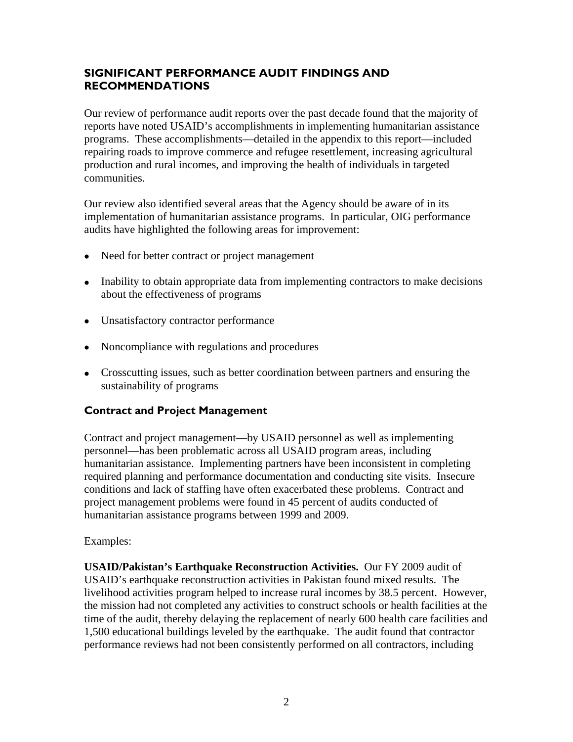## SIGNIFICANT PERFORMANCE AUDIT FINDINGS AND RECOMMENDATIONS

Our review of performance audit reports over the past decade found that the majority of reports have noted USAID's accomplishments in implementing humanitarian assistance programs. These accomplishments—detailed in the appendix to this report—included repairing roads to improve commerce and refugee resettlement, increasing agricultural production and rural incomes, and improving the health of individuals in targeted communities.

Our review also identified several areas that the Agency should be aware of in its implementation of humanitarian assistance programs. In particular, OIG performance audits have highlighted the following areas for improvement:

- Need for better contract or project management
- Inability to obtain appropriate data from implementing contractors to make decisions about the effectiveness of programs
- Unsatisfactory contractor performance
- Noncompliance with regulations and procedures
- Crosscutting issues, such as better coordination between partners and ensuring the sustainability of programs

### Contract and Project Management

Contract and project management—by USAID personnel as well as implementing personnel—has been problematic across all USAID program areas, including humanitarian assistance. Implementing partners have been inconsistent in completing required planning and performance documentation and conducting site visits. Insecure conditions and lack of staffing have often exacerbated these problems. Contract and project management problems were found in 45 percent of audits conducted of humanitarian assistance programs between 1999 and 2009.

Examples:

**USAID/Pakistan's Earthquake Reconstruction Activities.** Our FY 2009 audit of USAID's earthquake reconstruction activities in Pakistan found mixed results. The livelihood activities program helped to increase rural incomes by 38.5 percent. However, the mission had not completed any activities to construct schools or health facilities at the time of the audit, thereby delaying the replacement of nearly 600 health care facilities and 1,500 educational buildings leveled by the earthquake. The audit found that contractor performance reviews had not been consistently performed on all contractors, including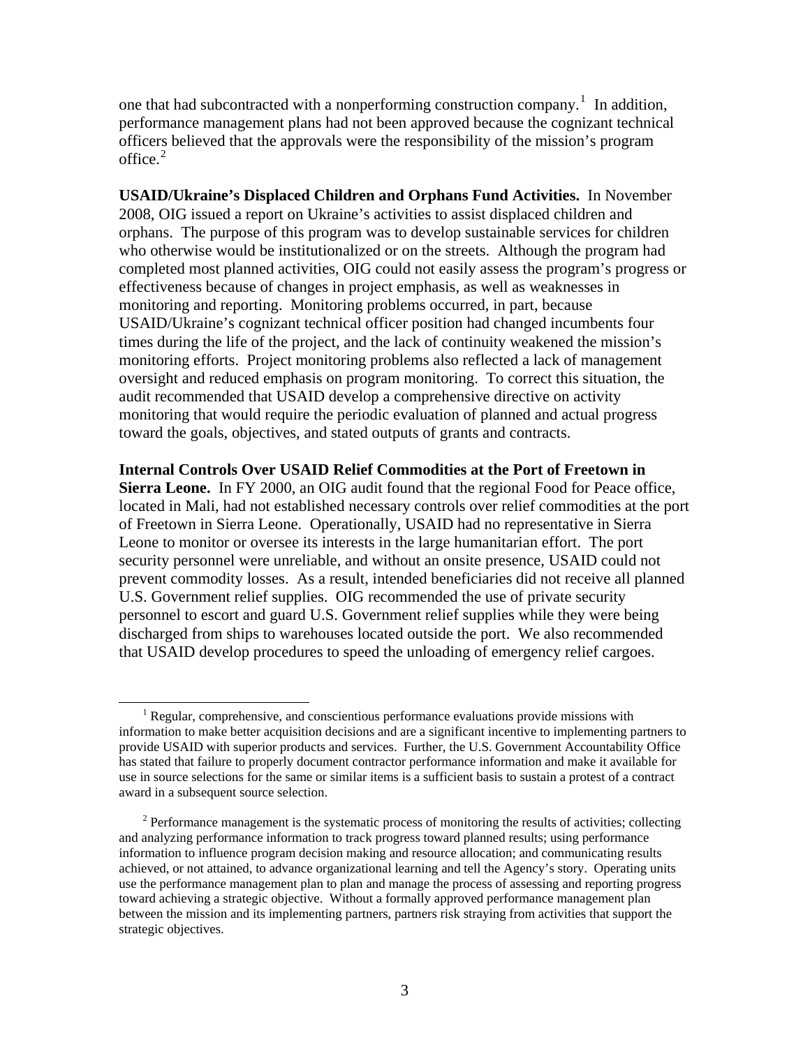one that had subcontracted with a nonperforming construction company.[1] In addition, performance management plans had not been approved because the cognizant technical officers believed that the approvals were the responsibility of the mission's program office.[2]

**USAID/Ukraine's Displaced Children and Orphans Fund Activities.** In November 2008, OIG issued a report on Ukraine's activities to assist displaced children and orphans. The purpose of this program was to develop sustainable services for children who otherwise would be institutionalized or on the streets. Although the program had completed most planned activities, OIG could not easily assess the program's progress or effectiveness because of changes in project emphasis, as well as weaknesses in monitoring and reporting. Monitoring problems occurred, in part, because USAID/Ukraine's cognizant technical officer position had changed incumbents four times during the life of the project, and the lack of continuity weakened the mission's monitoring efforts. Project monitoring problems also reflected a lack of management oversight and reduced emphasis on program monitoring. To correct this situation, the audit recommended that USAID develop a comprehensive directive on activity monitoring that would require the periodic evaluation of planned and actual progress toward the goals, objectives, and stated outputs of grants and contracts.

**Internal Controls Over USAID Relief Commodities at the Port of Freetown in Sierra Leone.** In FY 2000, an OIG audit found that the regional Food for Peace office, located in Mali, had not established necessary controls over relief commodities at the port of Freetown in Sierra Leone. Operationally, USAID had no representative in Sierra Leone to monitor or oversee its interests in the large humanitarian effort. The port security personnel were unreliable, and without an onsite presence, USAID could not prevent commodity losses. As a result, intended beneficiaries did not receive all planned U.S. Government relief supplies. OIG recommended the use of private security personnel to escort and guard U.S. Government relief supplies while they were being discharged from ships to warehouses located outside the port. We also recommended that USAID develop procedures to speed the unloading of emergency relief cargoes.

---

[1] Regular, comprehensive, and conscientious performance evaluations provide missions with information to make better acquisition decisions and are a significant incentive to implementing partners to provide USAID with superior products and services. Further, the U.S. Government Accountability Office has stated that failure to properly document contractor performance information and make it available for use in source selections for the same or similar items is a sufficient basis to sustain a protest of a contract award in a subsequent source selection.

[2] Performance management is the systematic process of monitoring the results of activities; collecting and analyzing performance information to track progress toward planned results; using performance information to influence program decision making and resource allocation; and communicating results achieved, or not attained, to advance organizational learning and tell the Agency's story. Operating units use the performance management plan to plan and manage the process of assessing and reporting progress toward achieving a strategic objective. Without a formally approved performance management plan between the mission and its implementing partners, partners risk straying from activities that support the strategic objectives.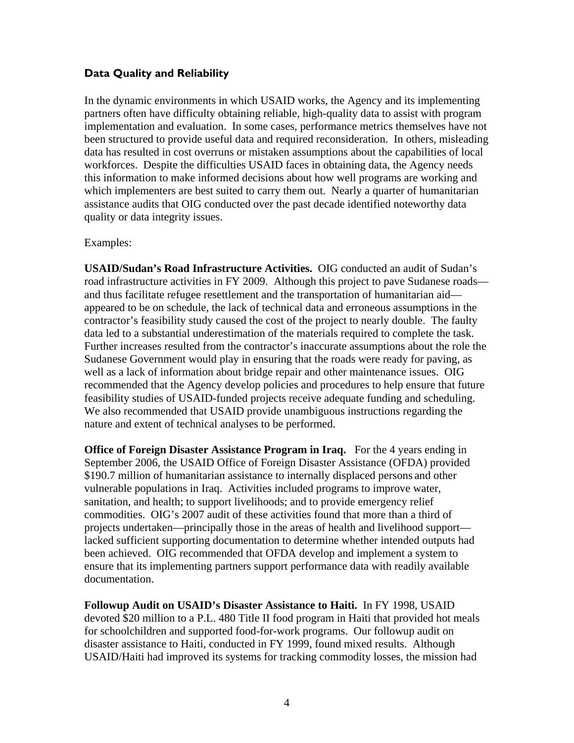### Data Quality and Reliability

In the dynamic environments in which USAID works, the Agency and its implementing partners often have difficulty obtaining reliable, high-quality data to assist with program implementation and evaluation. In some cases, performance metrics themselves have not been structured to provide useful data and required reconsideration. In others, misleading data has resulted in cost overruns or mistaken assumptions about the capabilities of local workforces. Despite the difficulties USAID faces in obtaining data, the Agency needs this information to make informed decisions about how well programs are working and which implementers are best suited to carry them out. Nearly a quarter of humanitarian assistance audits that OIG conducted over the past decade identified noteworthy data quality or data integrity issues.

Examples:

**USAID/Sudan's Road Infrastructure Activities.** OIG conducted an audit of Sudan's road infrastructure activities in FY 2009. Although this project to pave Sudanese roads—and thus facilitate refugee resettlement and the transportation of humanitarian aid—appeared to be on schedule, the lack of technical data and erroneous assumptions in the contractor's feasibility study caused the cost of the project to nearly double. The faulty data led to a substantial underestimation of the materials required to complete the task. Further increases resulted from the contractor's inaccurate assumptions about the role the Sudanese Government would play in ensuring that the roads were ready for paving, as well as a lack of information about bridge repair and other maintenance issues. OIG recommended that the Agency develop policies and procedures to help ensure that future feasibility studies of USAID-funded projects receive adequate funding and scheduling. We also recommended that USAID provide unambiguous instructions regarding the nature and extent of technical analyses to be performed.

**Office of Foreign Disaster Assistance Program in Iraq.** For the 4 years ending in September 2006, the USAID Office of Foreign Disaster Assistance (OFDA) provided \$190.7 million of humanitarian assistance to internally displaced persons and other vulnerable populations in Iraq. Activities included programs to improve water, sanitation, and health; to support livelihoods; and to provide emergency relief commodities. OIG's 2007 audit of these activities found that more than a third of projects undertaken—principally those in the areas of health and livelihood support—lacked sufficient supporting documentation to determine whether intended outputs had been achieved. OIG recommended that OFDA develop and implement a system to ensure that its implementing partners support performance data with readily available documentation.

**Followup Audit on USAID's Disaster Assistance to Haiti.** In FY 1998, USAID devoted \$20 million to a P.L. 480 Title II food program in Haiti that provided hot meals for schoolchildren and supported food-for-work programs. Our followup audit on disaster assistance to Haiti, conducted in FY 1999, found mixed results. Although USAID/Haiti had improved its systems for tracking commodity losses, the mission had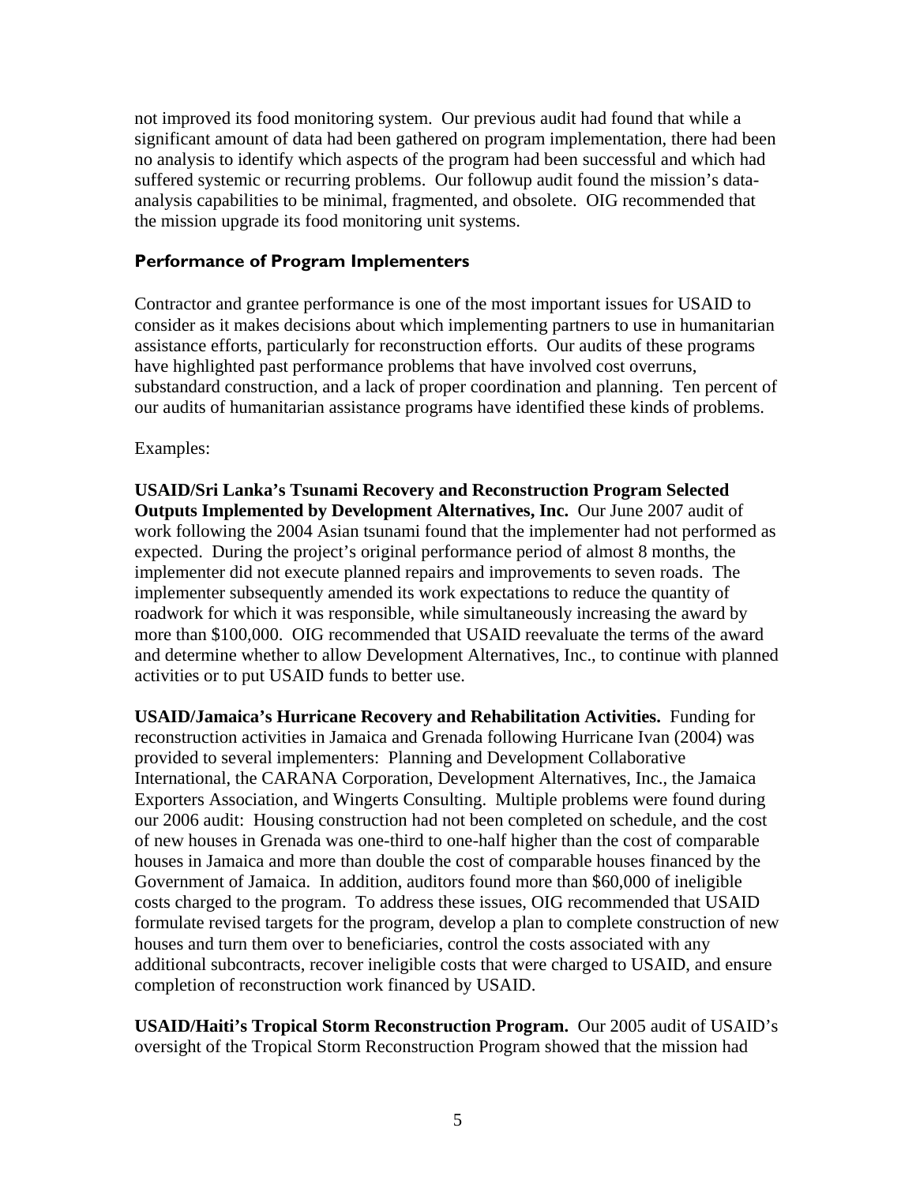not improved its food monitoring system. Our previous audit had found that while a significant amount of data had been gathered on program implementation, there had been no analysis to identify which aspects of the program had been successful and which had suffered systemic or recurring problems. Our followup audit found the mission's data-analysis capabilities to be minimal, fragmented, and obsolete. OIG recommended that the mission upgrade its food monitoring unit systems.

### Performance of Program Implementers

Contractor and grantee performance is one of the most important issues for USAID to consider as it makes decisions about which implementing partners to use in humanitarian assistance efforts, particularly for reconstruction efforts. Our audits of these programs have highlighted past performance problems that have involved cost overruns, substandard construction, and a lack of proper coordination and planning. Ten percent of our audits of humanitarian assistance programs have identified these kinds of problems.

Examples:

**USAID/Sri Lanka's Tsunami Recovery and Reconstruction Program Selected Outputs Implemented by Development Alternatives, Inc.** Our June 2007 audit of work following the 2004 Asian tsunami found that the implementer had not performed as expected. During the project's original performance period of almost 8 months, the implementer did not execute planned repairs and improvements to seven roads. The implementer subsequently amended its work expectations to reduce the quantity of roadwork for which it was responsible, while simultaneously increasing the award by more than $100,000. OIG recommended that USAID reevaluate the terms of the award and determine whether to allow Development Alternatives, Inc., to continue with planned activities or to put USAID funds to better use.

**USAID/Jamaica's Hurricane Recovery and Rehabilitation Activities.** Funding for reconstruction activities in Jamaica and Grenada following Hurricane Ivan (2004) was provided to several implementers: Planning and Development Collaborative International, the CARANA Corporation, Development Alternatives, Inc., the Jamaica Exporters Association, and Wingerts Consulting. Multiple problems were found during our 2006 audit: Housing construction had not been completed on schedule, and the cost of new houses in Grenada was one-third to one-half higher than the cost of comparable houses in Jamaica and more than double the cost of comparable houses financed by the Government of Jamaica. In addition, auditors found more than $60,000 of ineligible costs charged to the program. To address these issues, OIG recommended that USAID formulate revised targets for the program, develop a plan to complete construction of new houses and turn them over to beneficiaries, control the costs associated with any additional subcontracts, recover ineligible costs that were charged to USAID, and ensure completion of reconstruction work financed by USAID.

**USAID/Haiti's Tropical Storm Reconstruction Program.** Our 2005 audit of USAID's oversight of the Tropical Storm Reconstruction Program showed that the mission had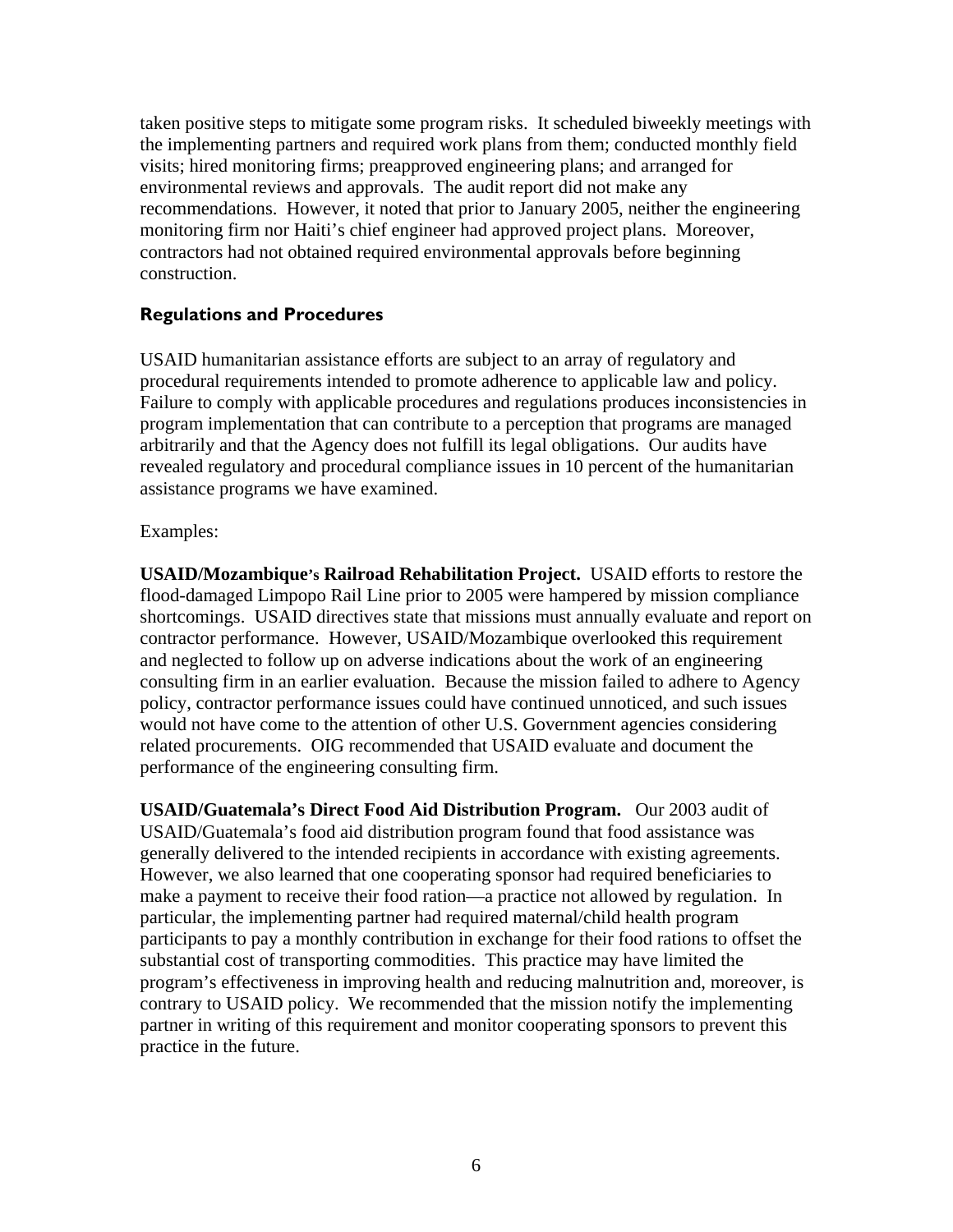taken positive steps to mitigate some program risks. It scheduled biweekly meetings with the implementing partners and required work plans from them; conducted monthly field visits; hired monitoring firms; preapproved engineering plans; and arranged for environmental reviews and approvals. The audit report did not make any recommendations. However, it noted that prior to January 2005, neither the engineering monitoring firm nor Haiti's chief engineer had approved project plans. Moreover, contractors had not obtained required environmental approvals before beginning construction.

## Regulations and Procedures

USAID humanitarian assistance efforts are subject to an array of regulatory and procedural requirements intended to promote adherence to applicable law and policy. Failure to comply with applicable procedures and regulations produces inconsistencies in program implementation that can contribute to a perception that programs are managed arbitrarily and that the Agency does not fulfill its legal obligations. Our audits have revealed regulatory and procedural compliance issues in 10 percent of the humanitarian assistance programs we have examined.

Examples:

**USAID/Mozambique's Railroad Rehabilitation Project.** USAID efforts to restore the flood-damaged Limpopo Rail Line prior to 2005 were hampered by mission compliance shortcomings. USAID directives state that missions must annually evaluate and report on contractor performance. However, USAID/Mozambique overlooked this requirement and neglected to follow up on adverse indications about the work of an engineering consulting firm in an earlier evaluation. Because the mission failed to adhere to Agency policy, contractor performance issues could have continued unnoticed, and such issues would not have come to the attention of other U.S. Government agencies considering related procurements. OIG recommended that USAID evaluate and document the performance of the engineering consulting firm.

**USAID/Guatemala's Direct Food Aid Distribution Program.** Our 2003 audit of USAID/Guatemala's food aid distribution program found that food assistance was generally delivered to the intended recipients in accordance with existing agreements. However, we also learned that one cooperating sponsor had required beneficiaries to make a payment to receive their food ration—a practice not allowed by regulation. In particular, the implementing partner had required maternal/child health program participants to pay a monthly contribution in exchange for their food rations to offset the substantial cost of transporting commodities. This practice may have limited the program's effectiveness in improving health and reducing malnutrition and, moreover, is contrary to USAID policy. We recommended that the mission notify the implementing partner in writing of this requirement and monitor cooperating sponsors to prevent this practice in the future.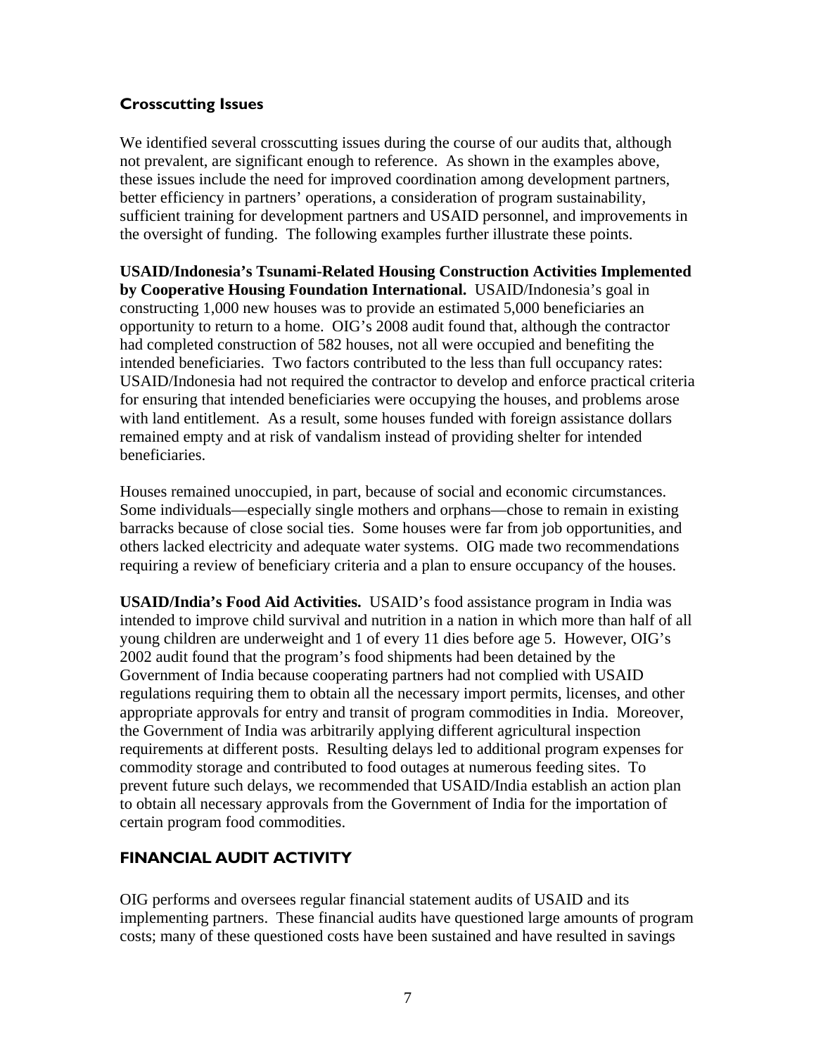### Crosscutting Issues

We identified several crosscutting issues during the course of our audits that, although not prevalent, are significant enough to reference. As shown in the examples above, these issues include the need for improved coordination among development partners, better efficiency in partners' operations, a consideration of program sustainability, sufficient training for development partners and USAID personnel, and improvements in the oversight of funding. The following examples further illustrate these points.

**USAID/Indonesia's Tsunami-Related Housing Construction Activities Implemented by Cooperative Housing Foundation International.** USAID/Indonesia's goal in constructing 1,000 new houses was to provide an estimated 5,000 beneficiaries an opportunity to return to a home. OIG's 2008 audit found that, although the contractor had completed construction of 582 houses, not all were occupied and benefiting the intended beneficiaries. Two factors contributed to the less than full occupancy rates: USAID/Indonesia had not required the contractor to develop and enforce practical criteria for ensuring that intended beneficiaries were occupying the houses, and problems arose with land entitlement. As a result, some houses funded with foreign assistance dollars remained empty and at risk of vandalism instead of providing shelter for intended beneficiaries.

Houses remained unoccupied, in part, because of social and economic circumstances. Some individuals—especially single mothers and orphans—chose to remain in existing barracks because of close social ties. Some houses were far from job opportunities, and others lacked electricity and adequate water systems. OIG made two recommendations requiring a review of beneficiary criteria and a plan to ensure occupancy of the houses.

**USAID/India's Food Aid Activities.** USAID's food assistance program in India was intended to improve child survival and nutrition in a nation in which more than half of all young children are underweight and 1 of every 11 dies before age 5. However, OIG's 2002 audit found that the program's food shipments had been detained by the Government of India because cooperating partners had not complied with USAID regulations requiring them to obtain all the necessary import permits, licenses, and other appropriate approvals for entry and transit of program commodities in India. Moreover, the Government of India was arbitrarily applying different agricultural inspection requirements at different posts. Resulting delays led to additional program expenses for commodity storage and contributed to food outages at numerous feeding sites. To prevent future such delays, we recommended that USAID/India establish an action plan to obtain all necessary approvals from the Government of India for the importation of certain program food commodities.

## FINANCIAL AUDIT ACTIVITY

OIG performs and oversees regular financial statement audits of USAID and its implementing partners. These financial audits have questioned large amounts of program costs; many of these questioned costs have been sustained and have resulted in savings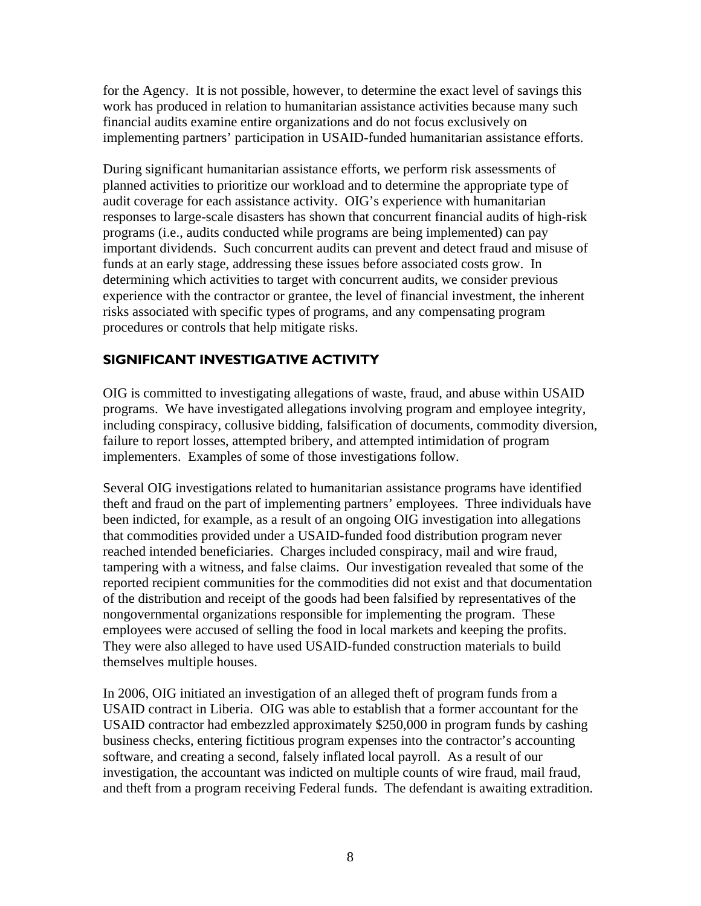for the Agency. It is not possible, however, to determine the exact level of savings this work has produced in relation to humanitarian assistance activities because many such financial audits examine entire organizations and do not focus exclusively on implementing partners' participation in USAID-funded humanitarian assistance efforts.

During significant humanitarian assistance efforts, we perform risk assessments of planned activities to prioritize our workload and to determine the appropriate type of audit coverage for each assistance activity. OIG's experience with humanitarian responses to large-scale disasters has shown that concurrent financial audits of high-risk programs (i.e., audits conducted while programs are being implemented) can pay important dividends. Such concurrent audits can prevent and detect fraud and misuse of funds at an early stage, addressing these issues before associated costs grow. In determining which activities to target with concurrent audits, we consider previous experience with the contractor or grantee, the level of financial investment, the inherent risks associated with specific types of programs, and any compensating program procedures or controls that help mitigate risks.

## SIGNIFICANT INVESTIGATIVE ACTIVITY

OIG is committed to investigating allegations of waste, fraud, and abuse within USAID programs. We have investigated allegations involving program and employee integrity, including conspiracy, collusive bidding, falsification of documents, commodity diversion, failure to report losses, attempted bribery, and attempted intimidation of program implementers. Examples of some of those investigations follow.

Several OIG investigations related to humanitarian assistance programs have identified theft and fraud on the part of implementing partners' employees. Three individuals have been indicted, for example, as a result of an ongoing OIG investigation into allegations that commodities provided under a USAID-funded food distribution program never reached intended beneficiaries. Charges included conspiracy, mail and wire fraud, tampering with a witness, and false claims. Our investigation revealed that some of the reported recipient communities for the commodities did not exist and that documentation of the distribution and receipt of the goods had been falsified by representatives of the nongovernmental organizations responsible for implementing the program. These employees were accused of selling the food in local markets and keeping the profits. They were also alleged to have used USAID-funded construction materials to build themselves multiple houses.

In 2006, OIG initiated an investigation of an alleged theft of program funds from a USAID contract in Liberia. OIG was able to establish that a former accountant for the USAID contractor had embezzled approximately $250,000 in program funds by cashing business checks, entering fictitious program expenses into the contractor's accounting software, and creating a second, falsely inflated local payroll. As a result of our investigation, the accountant was indicted on multiple counts of wire fraud, mail fraud, and theft from a program receiving Federal funds. The defendant is awaiting extradition.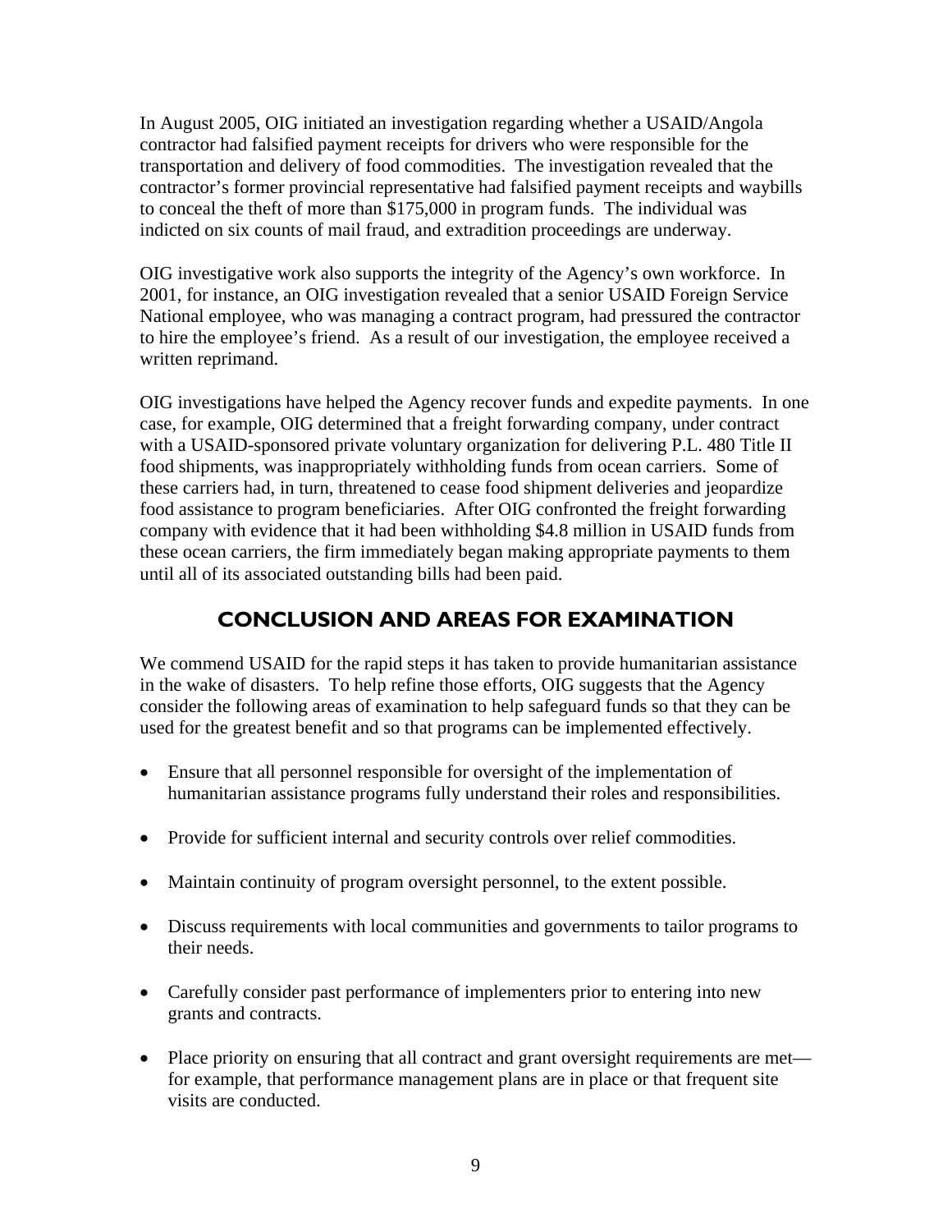In August 2005, OIG initiated an investigation regarding whether a USAID/Angola contractor had falsified payment receipts for drivers who were responsible for the transportation and delivery of food commodities. The investigation revealed that the contractor's former provincial representative had falsified payment receipts and waybills to conceal the theft of more than $175,000 in program funds. The individual was indicted on six counts of mail fraud, and extradition proceedings are underway.

OIG investigative work also supports the integrity of the Agency's own workforce. In 2001, for instance, an OIG investigation revealed that a senior USAID Foreign Service National employee, who was managing a contract program, had pressured the contractor to hire the employee's friend. As a result of our investigation, the employee received a written reprimand.

OIG investigations have helped the Agency recover funds and expedite payments. In one case, for example, OIG determined that a freight forwarding company, under contract with a USAID-sponsored private voluntary organization for delivering P.L. 480 Title II food shipments, was inappropriately withholding funds from ocean carriers. Some of these carriers had, in turn, threatened to cease food shipment deliveries and jeopardize food assistance to program beneficiaries. After OIG confronted the freight forwarding company with evidence that it had been withholding $4.8 million in USAID funds from these ocean carriers, the firm immediately began making appropriate payments to them until all of its associated outstanding bills had been paid.

## CONCLUSION AND AREAS FOR EXAMINATION

We commend USAID for the rapid steps it has taken to provide humanitarian assistance in the wake of disasters. To help refine those efforts, OIG suggests that the Agency consider the following areas of examination to help safeguard funds so that they can be used for the greatest benefit and so that programs can be implemented effectively.

- Ensure that all personnel responsible for oversight of the implementation of humanitarian assistance programs fully understand their roles and responsibilities.
- Provide for sufficient internal and security controls over relief commodities.
- Maintain continuity of program oversight personnel, to the extent possible.
- Discuss requirements with local communities and governments to tailor programs to their needs.
- Carefully consider past performance of implementers prior to entering into new grants and contracts.
- Place priority on ensuring that all contract and grant oversight requirements are met—for example, that performance management plans are in place or that frequent site visits are conducted.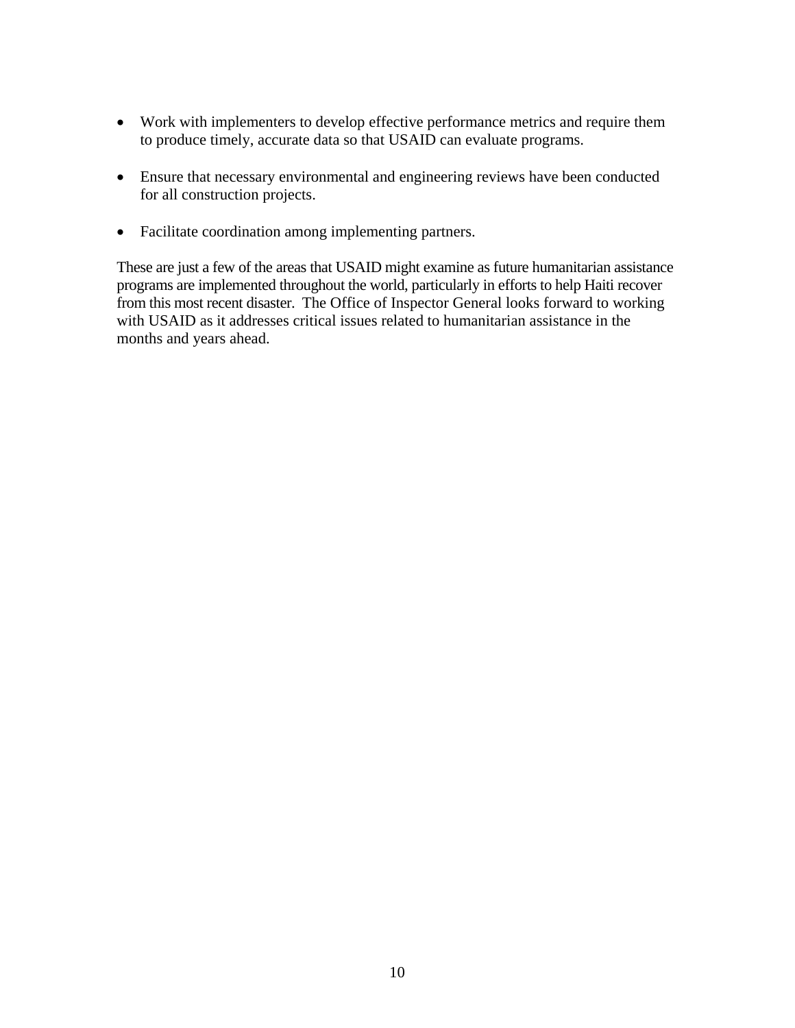- Work with implementers to develop effective performance metrics and require them to produce timely, accurate data so that USAID can evaluate programs.

- Ensure that necessary environmental and engineering reviews have been conducted for all construction projects.

- Facilitate coordination among implementing partners.

These are just a few of the areas that USAID might examine as future humanitarian assistance programs are implemented throughout the world, particularly in efforts to help Haiti recover from this most recent disaster. The Office of Inspector General looks forward to working with USAID as it addresses critical issues related to humanitarian assistance in the months and years ahead.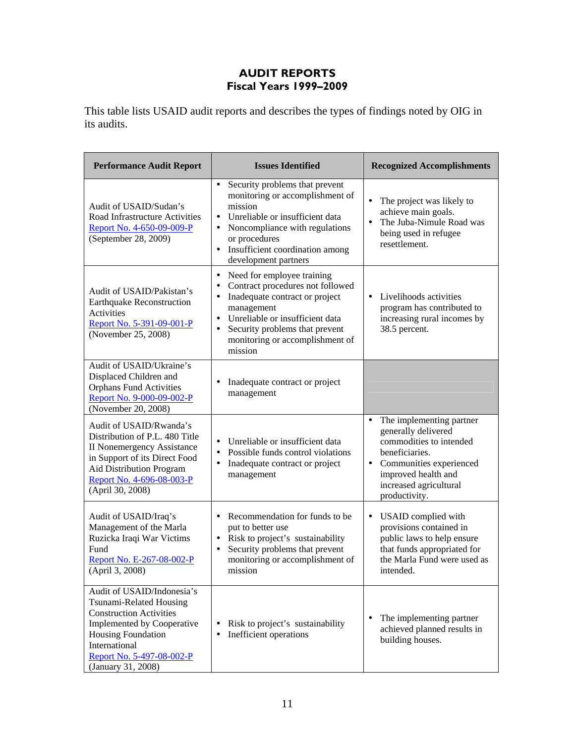# AUDIT REPORTS
## Fiscal Years 1999–2009

This table lists USAID audit reports and describes the types of findings noted by OIG in its audits.

| Performance Audit Report | Issues Identified | Recognized Accomplishments |
|---|---|---|
| Audit of USAID/Sudan's Road Infrastructure Activities<br>Report No. 4-650-09-009-P<br>(September 28, 2009) | • Security problems that prevent monitoring or accomplishment of mission<br>• Unreliable or insufficient data<br>• Noncompliance with regulations or procedures<br>• Insufficient coordination among development partners | • The project was likely to achieve main goals.<br>• The Juba-Nimule Road was being used in refugee resettlement. |
| Audit of USAID/Pakistan's Earthquake Reconstruction Activities<br>Report No. 5-391-09-001-P<br>(November 25, 2008) | • Need for employee training<br>• Contract procedures not followed<br>• Inadequate contract or project management<br>• Unreliable or insufficient data<br>• Security problems that prevent monitoring or accomplishment of mission | • Livelihoods activities program has contributed to increasing rural incomes by 38.5 percent. |
| Audit of USAID/Ukraine's Displaced Children and Orphans Fund Activities<br>Report No. 9-000-09-002-P<br>(November 20, 2008) | • Inadequate contract or project management | |
| Audit of USAID/Rwanda's Distribution of P.L. 480 Title II Nonemergency Assistance in Support of its Direct Food Aid Distribution Program<br>Report No. 4-696-08-003-P<br>(April 30, 2008) | • Unreliable or insufficient data<br>• Possible funds control violations<br>• Inadequate contract or project management | • The implementing partner generally delivered commodities to intended beneficiaries.<br>• Communities experienced improved health and increased agricultural productivity. |
| Audit of USAID/Iraq's Management of the Marla Ruzicka Iraqi War Victims Fund<br>Report No. E-267-08-002-P<br>(April 3, 2008) | • Recommendation for funds to be put to better use<br>• Risk to project's sustainability<br>• Security problems that prevent monitoring or accomplishment of mission | • USAID complied with provisions contained in public laws to help ensure that funds appropriated for the Marla Fund were used as intended. |
| Audit of USAID/Indonesia's Tsunami-Related Housing Construction Activities Implemented by Cooperative Housing Foundation International<br>Report No. 5-497-08-002-P<br>(January 31, 2008) | • Risk to project's sustainability<br>• Inefficient operations | • The implementing partner achieved planned results in building houses. |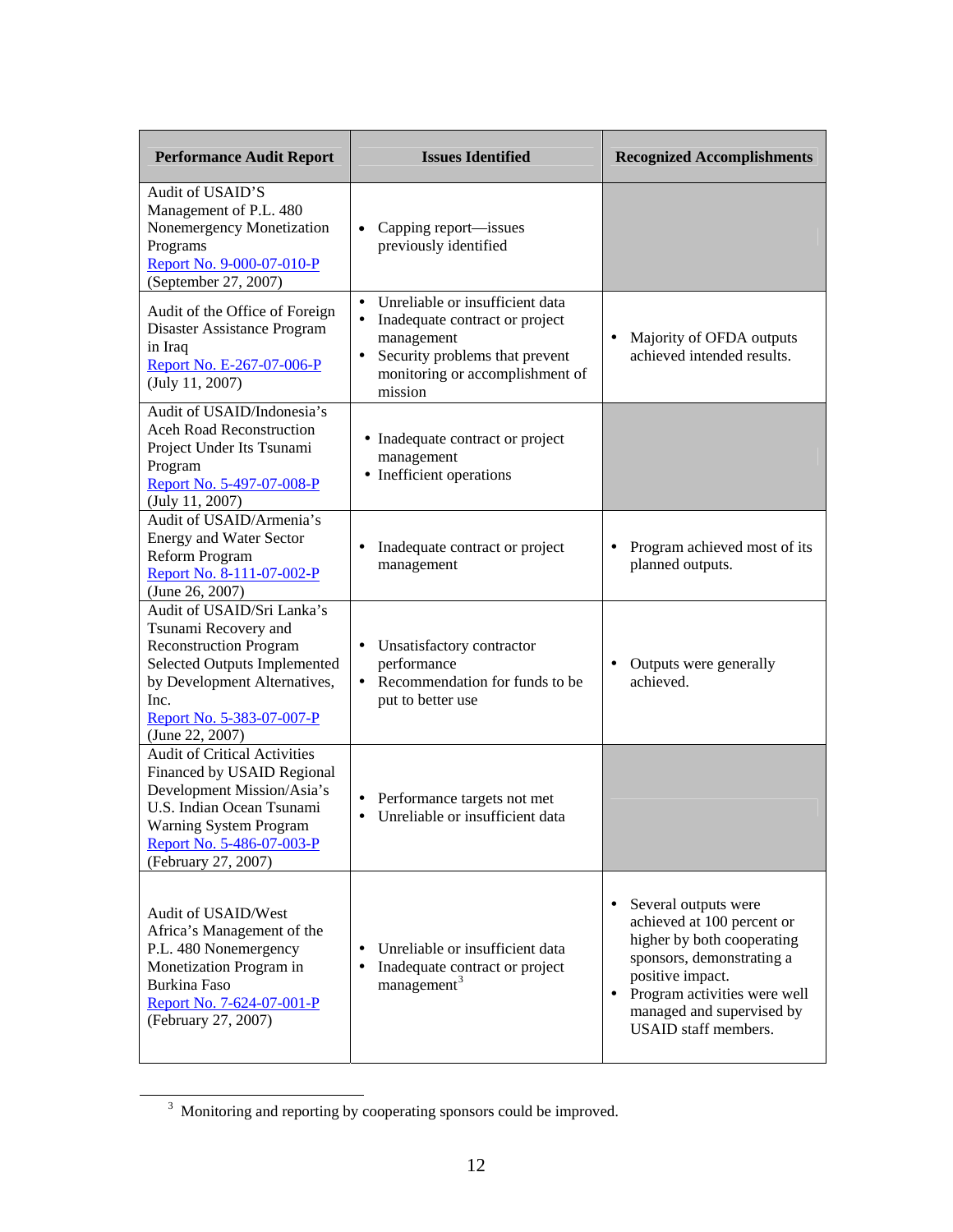| Performance Audit Report | Issues Identified | Recognized Accomplishments |
|---|---|---|
| Audit of USAID'S Management of P.L. 480 Nonemergency Monetization Programs Report No. 9-000-07-010-P (September 27, 2007) | • Capping report—issues previously identified | |
| Audit of the Office of Foreign Disaster Assistance Program in Iraq Report No. E-267-07-006-P (July 11, 2007) | • Unreliable or insufficient data<br>• Inadequate contract or project management<br>• Security problems that prevent monitoring or accomplishment of mission | • Majority of OFDA outputs achieved intended results. |
| Audit of USAID/Indonesia's Aceh Road Reconstruction Project Under Its Tsunami Program Report No. 5-497-07-008-P (July 11, 2007) | • Inadequate contract or project management<br>• Inefficient operations | |
| Audit of USAID/Armenia's Energy and Water Sector Reform Program Report No. 8-111-07-002-P (June 26, 2007) | • Inadequate contract or project management | • Program achieved most of its planned outputs. |
| Audit of USAID/Sri Lanka's Tsunami Recovery and Reconstruction Program Selected Outputs Implemented by Development Alternatives, Inc. Report No. 5-383-07-007-P (June 22, 2007) | • Unsatisfactory contractor performance<br>• Recommendation for funds to be put to better use | • Outputs were generally achieved. |
| Audit of Critical Activities Financed by USAID Regional Development Mission/Asia's U.S. Indian Ocean Tsunami Warning System Program Report No. 5-486-07-003-P (February 27, 2007) | • Performance targets not met<br>• Unreliable or insufficient data | |
| Audit of USAID/West Africa's Management of the P.L. 480 Nonemergency Monetization Program in Burkina Faso Report No. 7-624-07-001-P (February 27, 2007) | • Unreliable or insufficient data<br>• Inadequate contract or project management[3] | • Several outputs were achieved at 100 percent or higher by both cooperating sponsors, demonstrating a positive impact.<br>• Program activities were well managed and supervised by USAID staff members. |

[3] Monitoring and reporting by cooperating sponsors could be improved.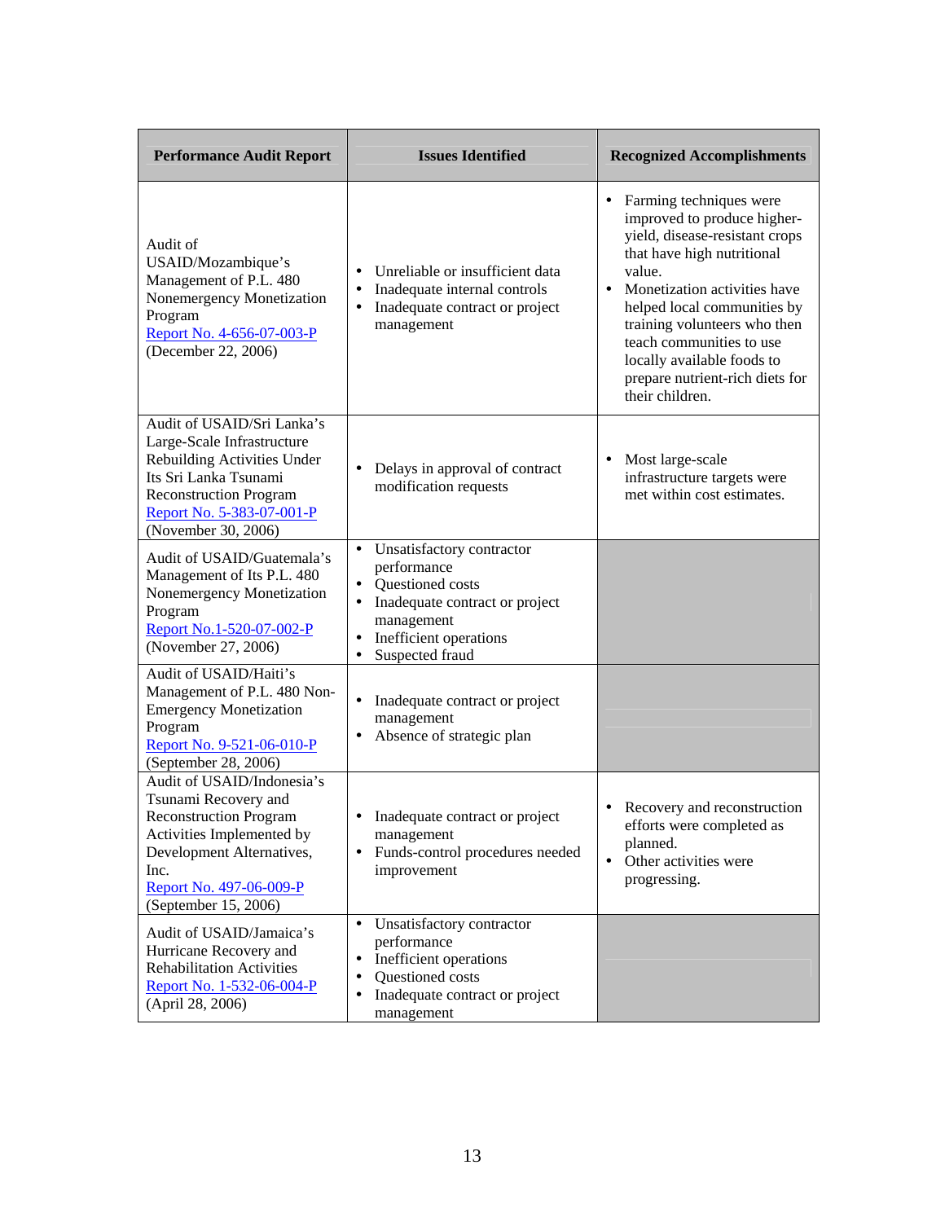| Performance Audit Report | Issues Identified | Recognized Accomplishments |
|---|---|---|
| Audit of USAID/Mozambique's Management of P.L. 480 Nonemergency Monetization Program Report No. 4-656-07-003-P (December 22, 2006) | • Unreliable or insufficient data<br>• Inadequate internal controls<br>• Inadequate contract or project management | • Farming techniques were improved to produce higher-yield, disease-resistant crops that have high nutritional value.<br>• Monetization activities have helped local communities by training volunteers who then teach communities to use locally available foods to prepare nutrient-rich diets for their children. |
| Audit of USAID/Sri Lanka's Large-Scale Infrastructure Rebuilding Activities Under Its Sri Lanka Tsunami Reconstruction Program Report No. 5-383-07-001-P (November 30, 2006) | • Delays in approval of contract modification requests | • Most large-scale infrastructure targets were met within cost estimates. |
| Audit of USAID/Guatemala's Management of Its P.L. 480 Nonemergency Monetization Program Report No.1-520-07-002-P (November 27, 2006) | • Unsatisfactory contractor performance<br>• Questioned costs<br>• Inadequate contract or project management<br>• Inefficient operations<br>• Suspected fraud | |
| Audit of USAID/Haiti's Management of P.L. 480 Non-Emergency Monetization Program Report No. 9-521-06-010-P (September 28, 2006) | • Inadequate contract or project management<br>• Absence of strategic plan | |
| Audit of USAID/Indonesia's Tsunami Recovery and Reconstruction Program Activities Implemented by Development Alternatives, Inc. Report No. 497-06-009-P (September 15, 2006) | • Inadequate contract or project management<br>• Funds-control procedures needed improvement | • Recovery and reconstruction efforts were completed as planned.<br>• Other activities were progressing. |
| Audit of USAID/Jamaica's Hurricane Recovery and Rehabilitation Activities Report No. 1-532-06-004-P (April 28, 2006) | • Unsatisfactory contractor performance<br>• Inefficient operations<br>• Questioned costs<br>• Inadequate contract or project management | |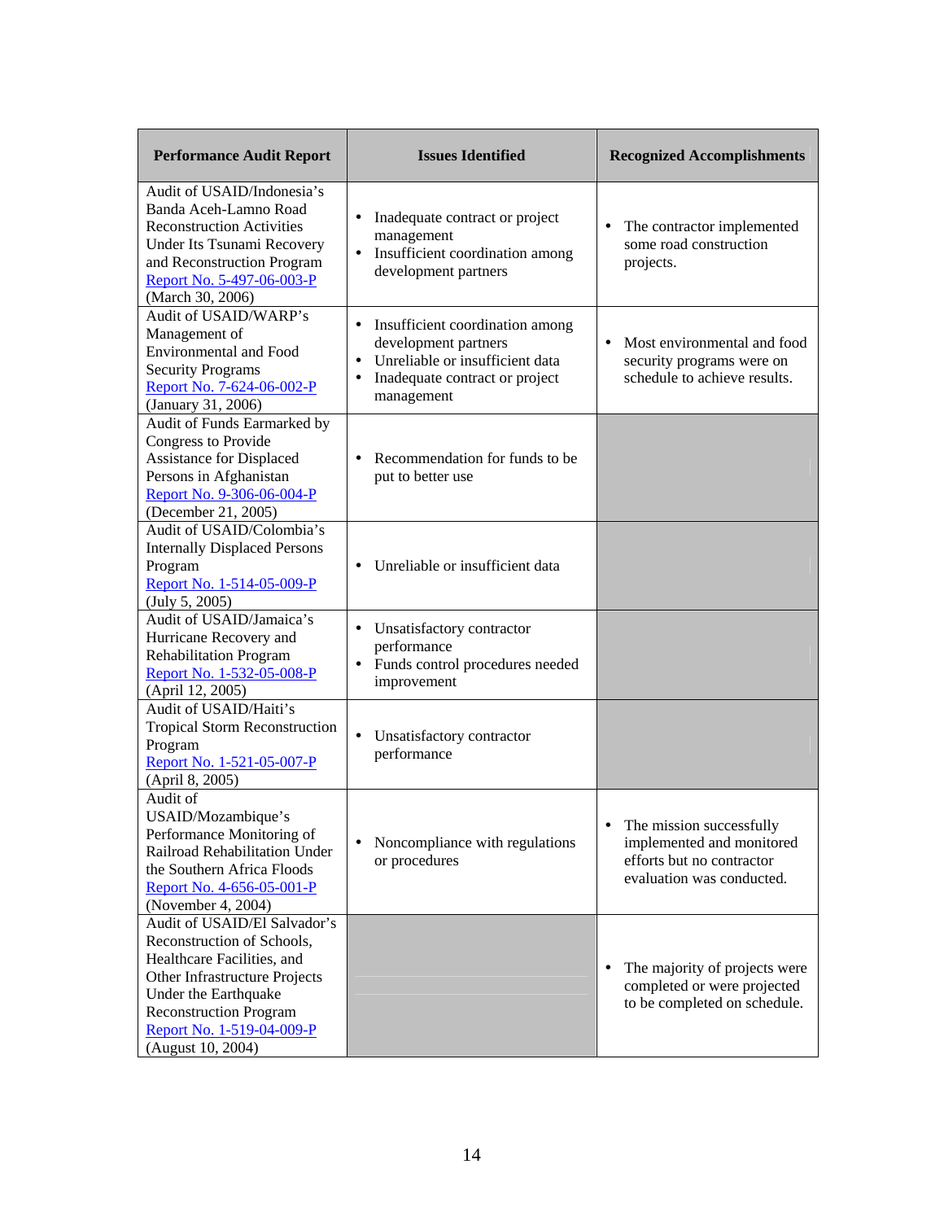| Performance Audit Report | Issues Identified | Recognized Accomplishments |
|---|---|---|
| Audit of USAID/Indonesia's Banda Aceh-Lamno Road Reconstruction Activities Under Its Tsunami Recovery and Reconstruction Program Report No. 5-497-06-003-P (March 30, 2006) | • Inadequate contract or project management<br>• Insufficient coordination among development partners | • The contractor implemented some road construction projects. |
| Audit of USAID/WARP's Management of Environmental and Food Security Programs Report No. 7-624-06-002-P (January 31, 2006) | • Insufficient coordination among development partners<br>• Unreliable or insufficient data<br>• Inadequate contract or project management | • Most environmental and food security programs were on schedule to achieve results. |
| Audit of Funds Earmarked by Congress to Provide Assistance for Displaced Persons in Afghanistan Report No. 9-306-06-004-P (December 21, 2005) | • Recommendation for funds to be put to better use | |
| Audit of USAID/Colombia's Internally Displaced Persons Program Report No. 1-514-05-009-P (July 5, 2005) | • Unreliable or insufficient data | |
| Audit of USAID/Jamaica's Hurricane Recovery and Rehabilitation Program Report No. 1-532-05-008-P (April 12, 2005) | • Unsatisfactory contractor performance<br>• Funds control procedures needed improvement | |
| Audit of USAID/Haiti's Tropical Storm Reconstruction Program Report No. 1-521-05-007-P (April 8, 2005) | • Unsatisfactory contractor performance | |
| Audit of USAID/Mozambique's Performance Monitoring of Railroad Rehabilitation Under the Southern Africa Floods Report No. 4-656-05-001-P (November 4, 2004) | • Noncompliance with regulations or procedures | • The mission successfully implemented and monitored efforts but no contractor evaluation was conducted. |
| Audit of USAID/El Salvador's Reconstruction of Schools, Healthcare Facilities, and Other Infrastructure Projects Under the Earthquake Reconstruction Program Report No. 1-519-04-009-P (August 10, 2004) | | • The majority of projects were completed or were projected to be completed on schedule. |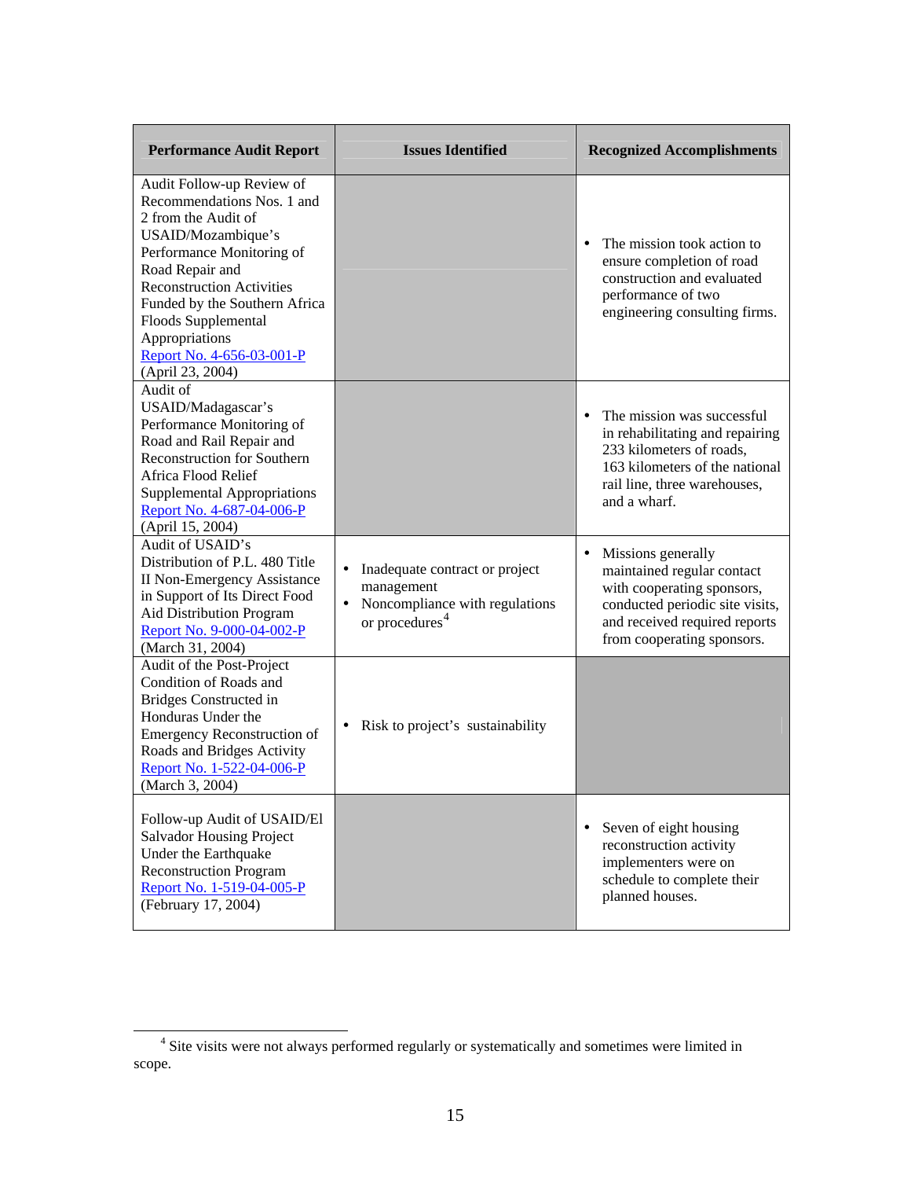| Performance Audit Report | Issues Identified | Recognized Accomplishments |
|---|---|---|
| Audit Follow-up Review of Recommendations Nos. 1 and 2 from the Audit of USAID/Mozambique's Performance Monitoring of Road Repair and Reconstruction Activities Funded by the Southern Africa Floods Supplemental Appropriations Report No. 4-656-03-001-P (April 23, 2004) | | • The mission took action to ensure completion of road construction and evaluated performance of two engineering consulting firms. |
| Audit of USAID/Madagascar's Performance Monitoring of Road and Rail Repair and Reconstruction for Southern Africa Flood Relief Supplemental Appropriations Report No. 4-687-04-006-P (April 15, 2004) | | • The mission was successful in rehabilitating and repairing 233 kilometers of roads, 163 kilometers of the national rail line, three warehouses, and a wharf. |
| Audit of USAID's Distribution of P.L. 480 Title II Non-Emergency Assistance in Support of Its Direct Food Aid Distribution Program Report No. 9-000-04-002-P (March 31, 2004) | • Inadequate contract or project management<br>• Noncompliance with regulations or procedures[4] | • Missions generally maintained regular contact with cooperating sponsors, conducted periodic site visits, and received required reports from cooperating sponsors. |
| Audit of the Post-Project Condition of Roads and Bridges Constructed in Honduras Under the Emergency Reconstruction of Roads and Bridges Activity Report No. 1-522-04-006-P (March 3, 2004) | • Risk to project's sustainability | |
| Follow-up Audit of USAID/El Salvador Housing Project Under the Earthquake Reconstruction Program Report No. 1-519-04-005-P (February 17, 2004) | | • Seven of eight housing reconstruction activity implementers were on schedule to complete their planned houses. |

[4] Site visits were not always performed regularly or systematically and sometimes were limited in scope.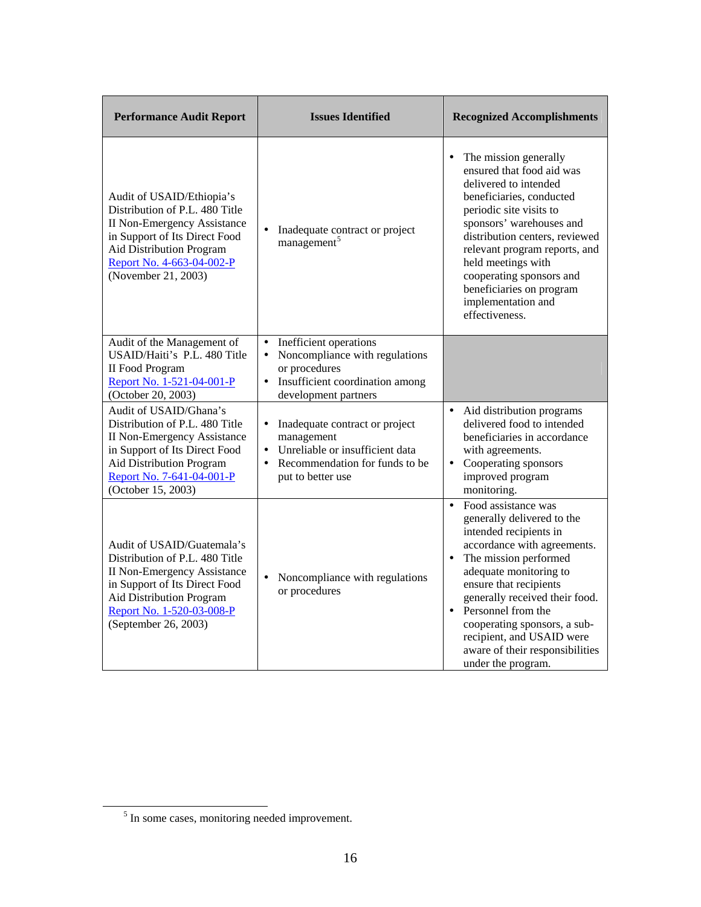| Performance Audit Report | Issues Identified | Recognized Accomplishments |
|---|---|---|
| Audit of USAID/Ethiopia's Distribution of P.L. 480 Title II Non-Emergency Assistance in Support of Its Direct Food Aid Distribution Program Report No. 4-663-04-002-P (November 21, 2003) | • Inadequate contract or project management[5] | • The mission generally ensured that food aid was delivered to intended beneficiaries, conducted periodic site visits to sponsors' warehouses and distribution centers, reviewed relevant program reports, and held meetings with cooperating sponsors and beneficiaries on program implementation and effectiveness. |
| Audit of the Management of USAID/Haiti's P.L. 480 Title II Food Program Report No. 1-521-04-001-P (October 20, 2003) | • Inefficient operations<br>• Noncompliance with regulations or procedures<br>• Insufficient coordination among development partners | |
| Audit of USAID/Ghana's Distribution of P.L. 480 Title II Non-Emergency Assistance in Support of Its Direct Food Aid Distribution Program Report No. 7-641-04-001-P (October 15, 2003) | • Inadequate contract or project management<br>• Unreliable or insufficient data<br>• Recommendation for funds to be put to better use | • Aid distribution programs delivered food to intended beneficiaries in accordance with agreements.<br>• Cooperating sponsors improved program monitoring. |
| Audit of USAID/Guatemala's Distribution of P.L. 480 Title II Non-Emergency Assistance in Support of Its Direct Food Aid Distribution Program Report No. 1-520-03-008-P (September 26, 2003) | • Noncompliance with regulations or procedures | • Food assistance was generally delivered to the intended recipients in accordance with agreements.<br>• The mission performed adequate monitoring to ensure that recipients generally received their food.<br>• Personnel from the cooperating sponsors, a sub-recipient, and USAID were aware of their responsibilities under the program. |

[5] In some cases, monitoring needed improvement.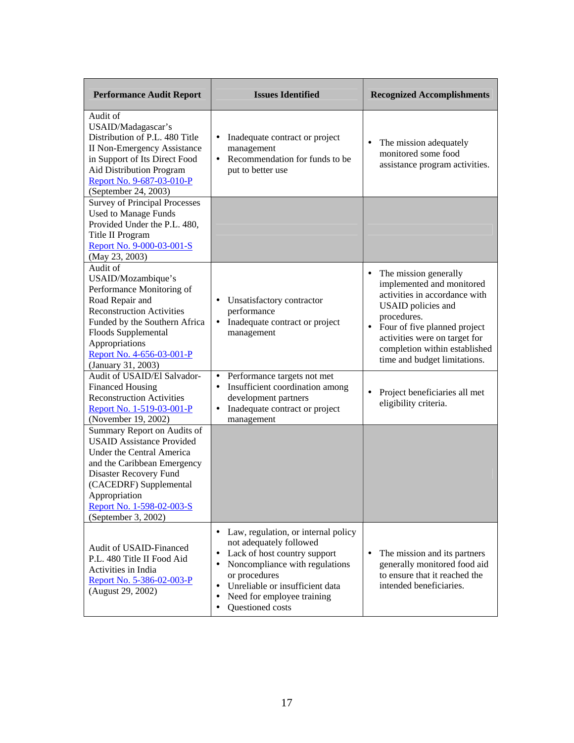| Performance Audit Report | Issues Identified | Recognized Accomplishments |
|---|---|---|
| Audit of USAID/Madagascar's Distribution of P.L. 480 Title II Non-Emergency Assistance in Support of Its Direct Food Aid Distribution Program Report No. 9-687-03-010-P (September 24, 2003) | • Inadequate contract or project management<br>• Recommendation for funds to be put to better use | • The mission adequately monitored some food assistance program activities. |
| Survey of Principal Processes Used to Manage Funds Provided Under the P.L. 480, Title II Program Report No. 9-000-03-001-S (May 23, 2003) | | |
| Audit of USAID/Mozambique's Performance Monitoring of Road Repair and Reconstruction Activities Funded by the Southern Africa Floods Supplemental Appropriations Report No. 4-656-03-001-P (January 31, 2003) | • Unsatisfactory contractor performance<br>• Inadequate contract or project management | • The mission generally implemented and monitored activities in accordance with USAID policies and procedures.<br>• Four of five planned project activities were on target for completion within established time and budget limitations. |
| Audit of USAID/El Salvador-Financed Housing Reconstruction Activities Report No. 1-519-03-001-P (November 19, 2002) | • Performance targets not met<br>• Insufficient coordination among development partners<br>• Inadequate contract or project management | • Project beneficiaries all met eligibility criteria. |
| Summary Report on Audits of USAID Assistance Provided Under the Central America and the Caribbean Emergency Disaster Recovery Fund (CACEDRF) Supplemental Appropriation Report No. 1-598-02-003-S (September 3, 2002) | | |
| Audit of USAID-Financed P.L. 480 Title II Food Aid Activities in India Report No. 5-386-02-003-P (August 29, 2002) | • Law, regulation, or internal policy not adequately followed<br>• Lack of host country support<br>• Noncompliance with regulations or procedures<br>• Unreliable or insufficient data<br>• Need for employee training<br>• Questioned costs | • The mission and its partners generally monitored food aid to ensure that it reached the intended beneficiaries. |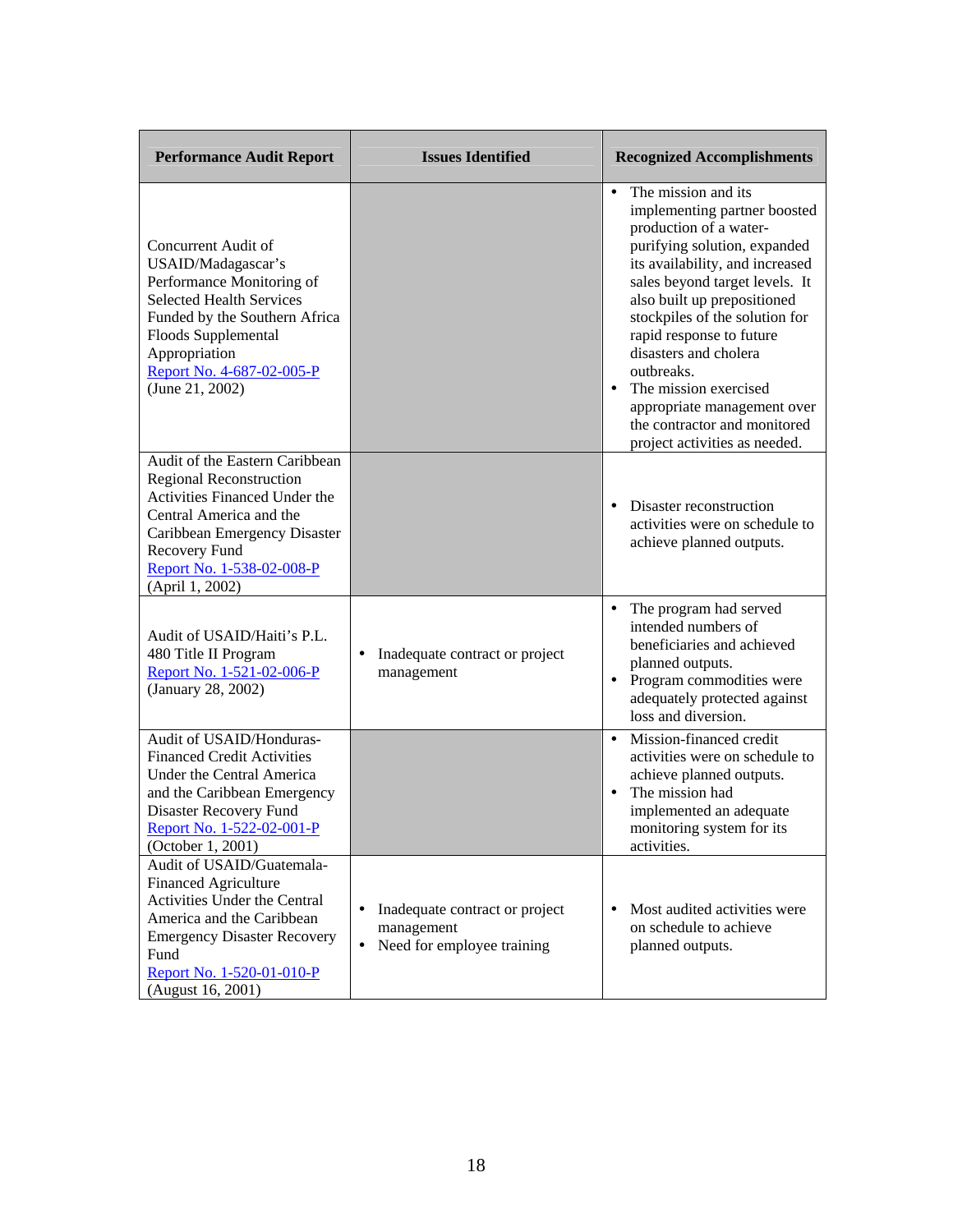| Performance Audit Report | Issues Identified | Recognized Accomplishments |
| --- | --- | --- |
| Concurrent Audit of USAID/Madagascar's Performance Monitoring of Selected Health Services Funded by the Southern Africa Floods Supplemental Appropriation Report No. 4-687-02-005-P (June 21, 2002) | | • The mission and its implementing partner boosted production of a water-purifying solution, expanded its availability, and increased sales beyond target levels. It also built up prepositioned stockpiles of the solution for rapid response to future disasters and cholera outbreaks.<br>• The mission exercised appropriate management over the contractor and monitored project activities as needed. |
| Audit of the Eastern Caribbean Regional Reconstruction Activities Financed Under the Central America and the Caribbean Emergency Disaster Recovery Fund Report No. 1-538-02-008-P (April 1, 2002) | | • Disaster reconstruction activities were on schedule to achieve planned outputs. |
| Audit of USAID/Haiti's P.L. 480 Title II Program Report No. 1-521-02-006-P (January 28, 2002) | • Inadequate contract or project management | • The program had served intended numbers of beneficiaries and achieved planned outputs.<br>• Program commodities were adequately protected against loss and diversion. |
| Audit of USAID/Honduras-Financed Credit Activities Under the Central America and the Caribbean Emergency Disaster Recovery Fund Report No. 1-522-02-001-P (October 1, 2001) | | • Mission-financed credit activities were on schedule to achieve planned outputs.<br>• The mission had implemented an adequate monitoring system for its activities. |
| Audit of USAID/Guatemala-Financed Agriculture Activities Under the Central America and the Caribbean Emergency Disaster Recovery Fund Report No. 1-520-01-010-P (August 16, 2001) | • Inadequate contract or project management<br>• Need for employee training | • Most audited activities were on schedule to achieve planned outputs. |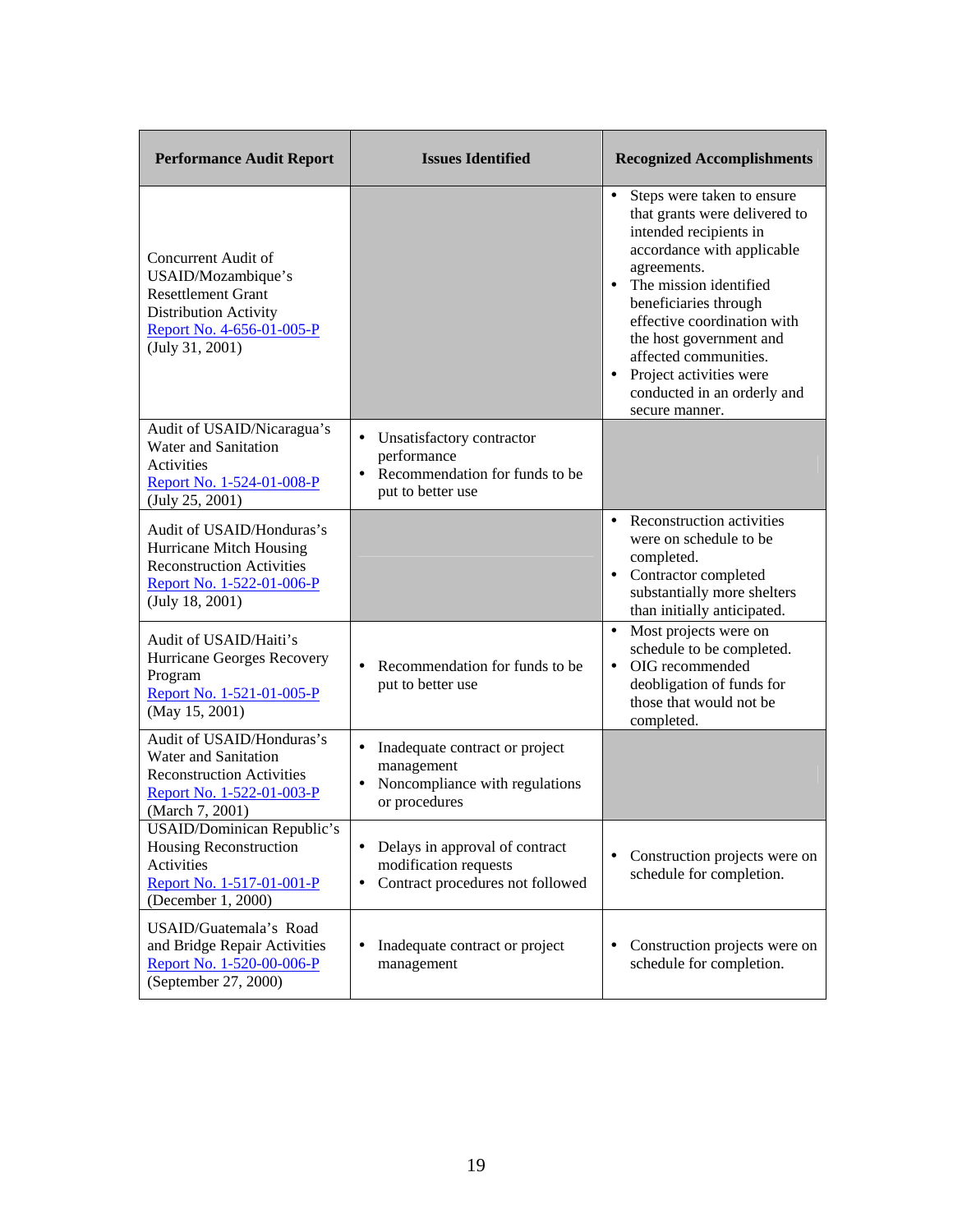| Performance Audit Report | Issues Identified | Recognized Accomplishments |
|---|---|---|
| Concurrent Audit of USAID/Mozambique's Resettlement Grant Distribution Activity Report No. 4-656-01-005-P (July 31, 2001) | | • Steps were taken to ensure that grants were delivered to intended recipients in accordance with applicable agreements. • The mission identified beneficiaries through effective coordination with the host government and affected communities. • Project activities were conducted in an orderly and secure manner. |
| Audit of USAID/Nicaragua's Water and Sanitation Activities Report No. 1-524-01-008-P (July 25, 2001) | • Unsatisfactory contractor performance • Recommendation for funds to be put to better use | |
| Audit of USAID/Honduras's Hurricane Mitch Housing Reconstruction Activities Report No. 1-522-01-006-P (July 18, 2001) | | • Reconstruction activities were on schedule to be completed. • Contractor completed substantially more shelters than initially anticipated. |
| Audit of USAID/Haiti's Hurricane Georges Recovery Program Report No. 1-521-01-005-P (May 15, 2001) | • Recommendation for funds to be put to better use | • Most projects were on schedule to be completed. • OIG recommended deobligation of funds for those that would not be completed. |
| Audit of USAID/Honduras's Water and Sanitation Reconstruction Activities Report No. 1-522-01-003-P (March 7, 2001) | • Inadequate contract or project management • Noncompliance with regulations or procedures | |
| USAID/Dominican Republic's Housing Reconstruction Activities Report No. 1-517-01-001-P (December 1, 2000) | • Delays in approval of contract modification requests • Contract procedures not followed | • Construction projects were on schedule for completion. |
| USAID/Guatemala's Road and Bridge Repair Activities Report No. 1-520-00-006-P (September 27, 2000) | • Inadequate contract or project management | • Construction projects were on schedule for completion. |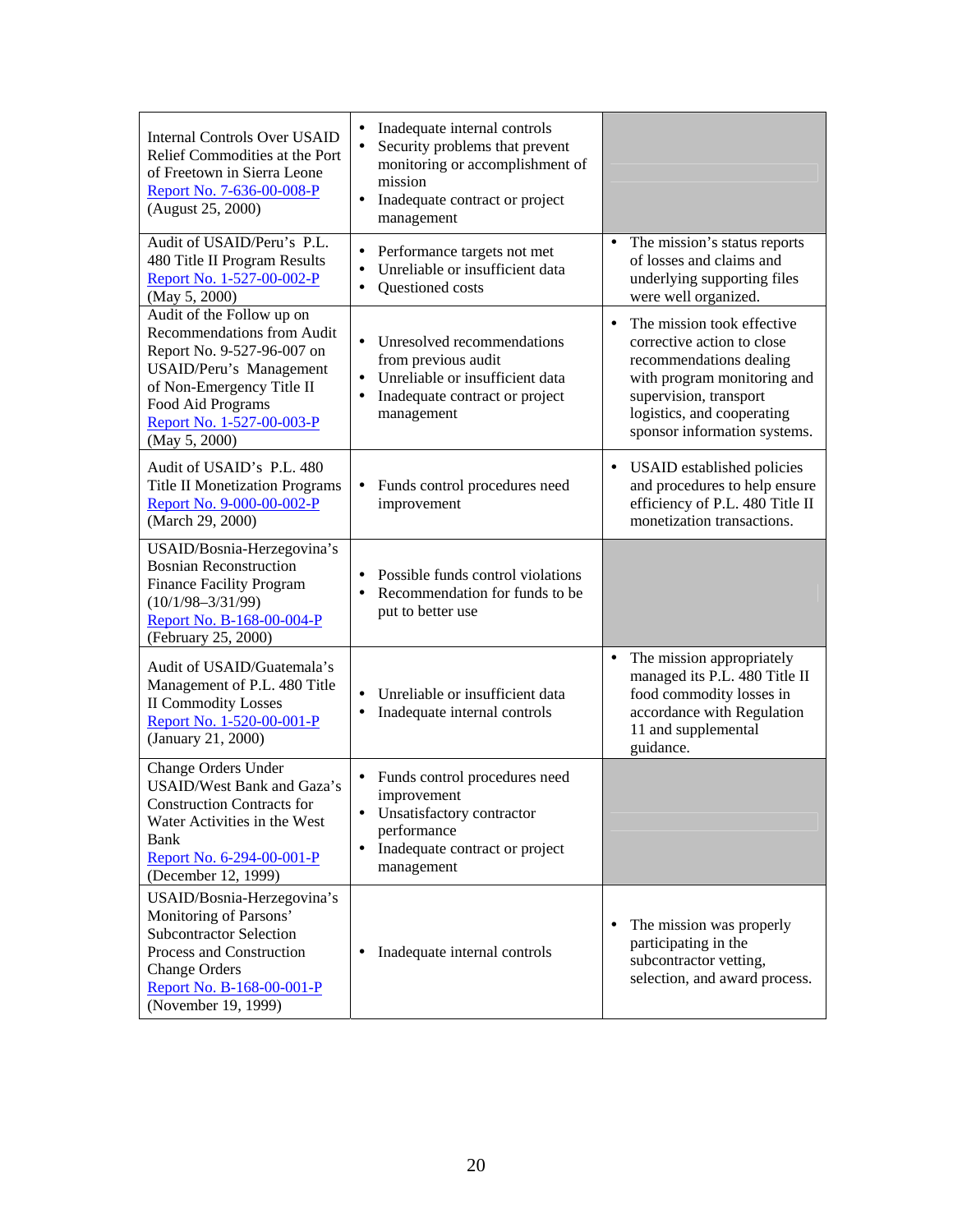| | | |
|---|---|---|
| Internal Controls Over USAID Relief Commodities at the Port of Freetown in Sierra Leone<br>Report No. 7-636-00-008-P<br>(August 25, 2000) | • Inadequate internal controls<br>• Security problems that prevent monitoring or accomplishment of mission<br>• Inadequate contract or project management | |
| Audit of USAID/Peru's P.L. 480 Title II Program Results<br>Report No. 1-527-00-002-P<br>(May 5, 2000) | • Performance targets not met<br>• Unreliable or insufficient data<br>• Questioned costs | • The mission's status reports of losses and claims and underlying supporting files were well organized. |
| Audit of the Follow up on Recommendations from Audit Report No. 9-527-96-007 on USAID/Peru's Management of Non-Emergency Title II Food Aid Programs<br>Report No. 1-527-00-003-P<br>(May 5, 2000) | • Unresolved recommendations from previous audit<br>• Unreliable or insufficient data<br>• Inadequate contract or project management | • The mission took effective corrective action to close recommendations dealing with program monitoring and supervision, transport logistics, and cooperating sponsor information systems. |
| Audit of USAID's P.L. 480 Title II Monetization Programs<br>Report No. 9-000-00-002-P<br>(March 29, 2000) | • Funds control procedures need improvement | • USAID established policies and procedures to help ensure efficiency of P.L. 480 Title II monetization transactions. |
| USAID/Bosnia-Herzegovina's Bosnian Reconstruction Finance Facility Program (10/1/98–3/31/99)<br>Report No. B-168-00-004-P<br>(February 25, 2000) | • Possible funds control violations<br>• Recommendation for funds to be put to better use | |
| Audit of USAID/Guatemala's Management of P.L. 480 Title II Commodity Losses<br>Report No. 1-520-00-001-P<br>(January 21, 2000) | • Unreliable or insufficient data<br>• Inadequate internal controls | • The mission appropriately managed its P.L. 480 Title II food commodity losses in accordance with Regulation 11 and supplemental guidance. |
| Change Orders Under USAID/West Bank and Gaza's Construction Contracts for Water Activities in the West Bank<br>Report No. 6-294-00-001-P<br>(December 12, 1999) | • Funds control procedures need improvement<br>• Unsatisfactory contractor performance<br>• Inadequate contract or project management | |
| USAID/Bosnia-Herzegovina's Monitoring of Parsons' Subcontractor Selection Process and Construction Change Orders<br>Report No. B-168-00-001-P<br>(November 19, 1999) | • Inadequate internal controls | • The mission was properly participating in the subcontractor vetting, selection, and award process. |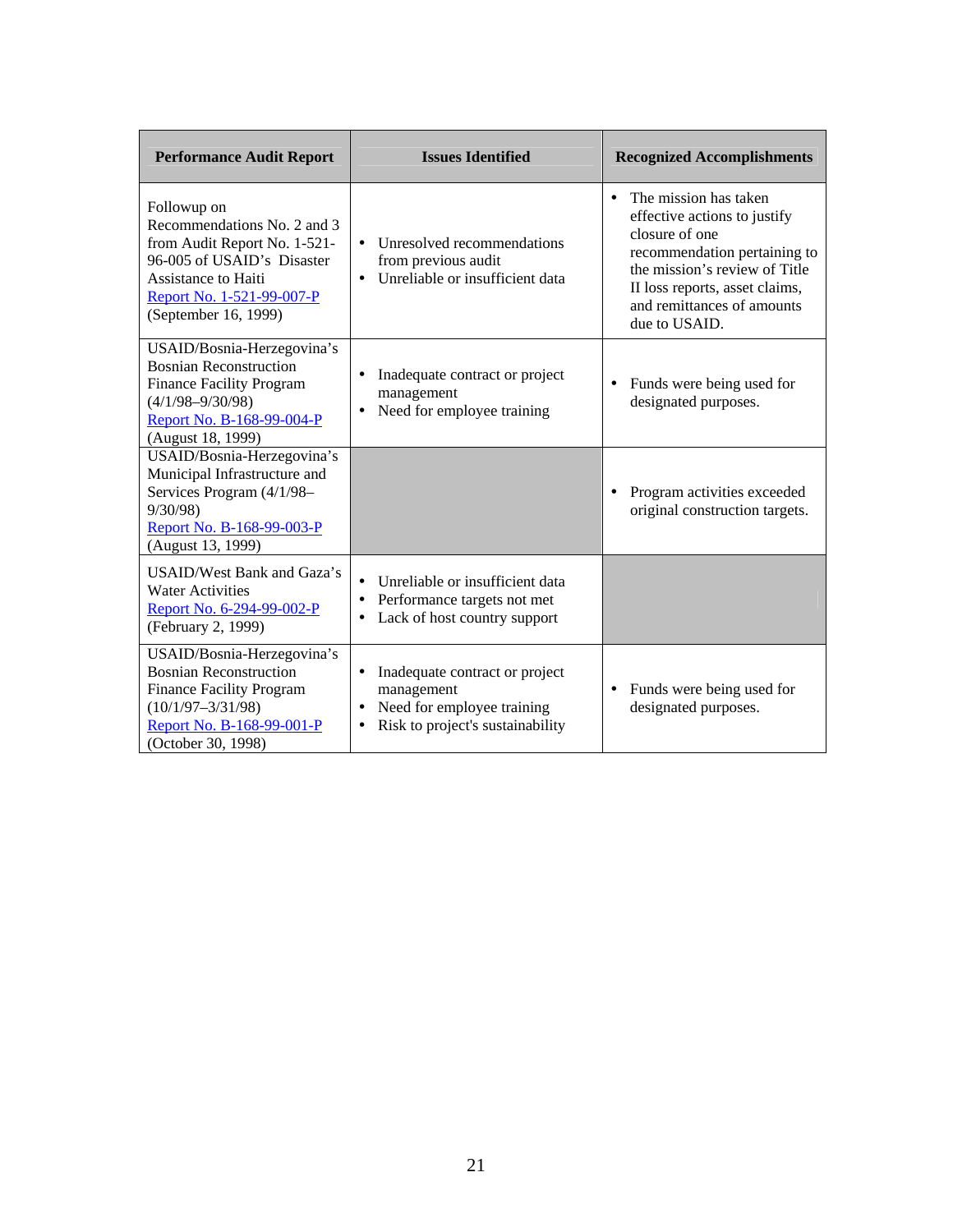| Performance Audit Report | Issues Identified | Recognized Accomplishments |
|---|---|---|
| Followup on Recommendations No. 2 and 3 from Audit Report No. 1-521-96-005 of USAID's Disaster Assistance to Haiti<br>Report No. 1-521-99-007-P<br>(September 16, 1999) | • Unresolved recommendations from previous audit<br>• Unreliable or insufficient data | • The mission has taken effective actions to justify closure of one recommendation pertaining to the mission's review of Title II loss reports, asset claims, and remittances of amounts due to USAID. |
| USAID/Bosnia-Herzegovina's Bosnian Reconstruction Finance Facility Program (4/1/98–9/30/98)<br>Report No. B-168-99-004-P<br>(August 18, 1999) | • Inadequate contract or project management<br>• Need for employee training | • Funds were being used for designated purposes. |
| USAID/Bosnia-Herzegovina's Municipal Infrastructure and Services Program (4/1/98–9/30/98)<br>Report No. B-168-99-003-P<br>(August 13, 1999) | | • Program activities exceeded original construction targets. |
| USAID/West Bank and Gaza's Water Activities<br>Report No. 6-294-99-002-P<br>(February 2, 1999) | • Unreliable or insufficient data<br>• Performance targets not met<br>• Lack of host country support | |
| USAID/Bosnia-Herzegovina's Bosnian Reconstruction Finance Facility Program (10/1/97–3/31/98)<br>Report No. B-168-99-001-P<br>(October 30, 1998) | • Inadequate contract or project management<br>• Need for employee training<br>• Risk to project's sustainability | • Funds were being used for designated purposes. |